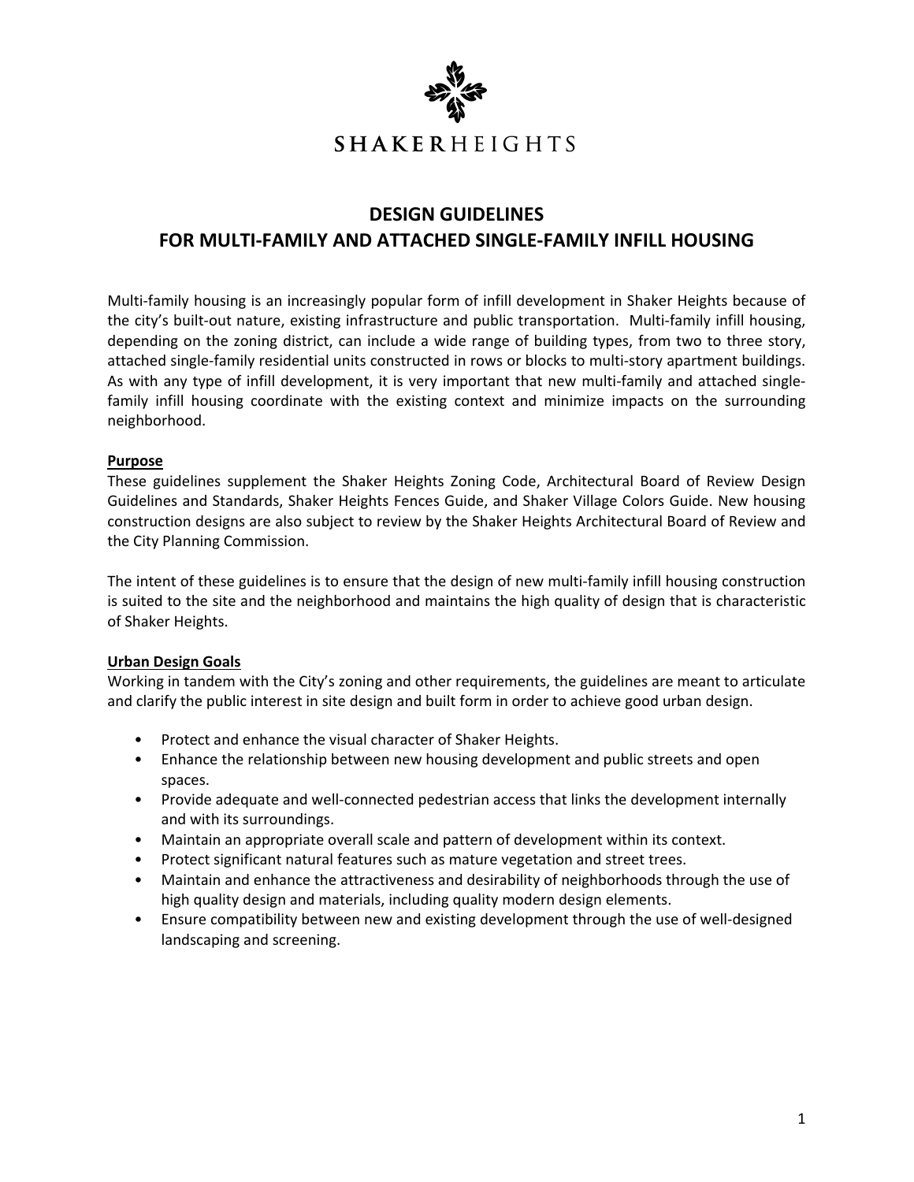SHAKERHEIGHTS

# DESIGN GUIDELINES
# FOR MULTI-FAMILY AND ATTACHED SINGLE-FAMILY INFILL HOUSING

Multi-family housing is an increasingly popular form of infill development in Shaker Heights because of the city's built-out nature, existing infrastructure and public transportation. Multi-family infill housing, depending on the zoning district, can include a wide range of building types, from two to three story, attached single-family residential units constructed in rows or blocks to multi-story apartment buildings. As with any type of infill development, it is very important that new multi-family and attached single-family infill housing coordinate with the existing context and minimize impacts on the surrounding neighborhood.

## Purpose

These guidelines supplement the Shaker Heights Zoning Code, Architectural Board of Review Design Guidelines and Standards, Shaker Heights Fences Guide, and Shaker Village Colors Guide. New housing construction designs are also subject to review by the Shaker Heights Architectural Board of Review and the City Planning Commission.

The intent of these guidelines is to ensure that the design of new multi-family infill housing construction is suited to the site and the neighborhood and maintains the high quality of design that is characteristic of Shaker Heights.

## Urban Design Goals

Working in tandem with the City's zoning and other requirements, the guidelines are meant to articulate and clarify the public interest in site design and built form in order to achieve good urban design.

- Protect and enhance the visual character of Shaker Heights.
- Enhance the relationship between new housing development and public streets and open spaces.
- Provide adequate and well-connected pedestrian access that links the development internally and with its surroundings.
- Maintain an appropriate overall scale and pattern of development within its context.
- Protect significant natural features such as mature vegetation and street trees.
- Maintain and enhance the attractiveness and desirability of neighborhoods through the use of high quality design and materials, including quality modern design elements.
- Ensure compatibility between new and existing development through the use of well-designed landscaping and screening.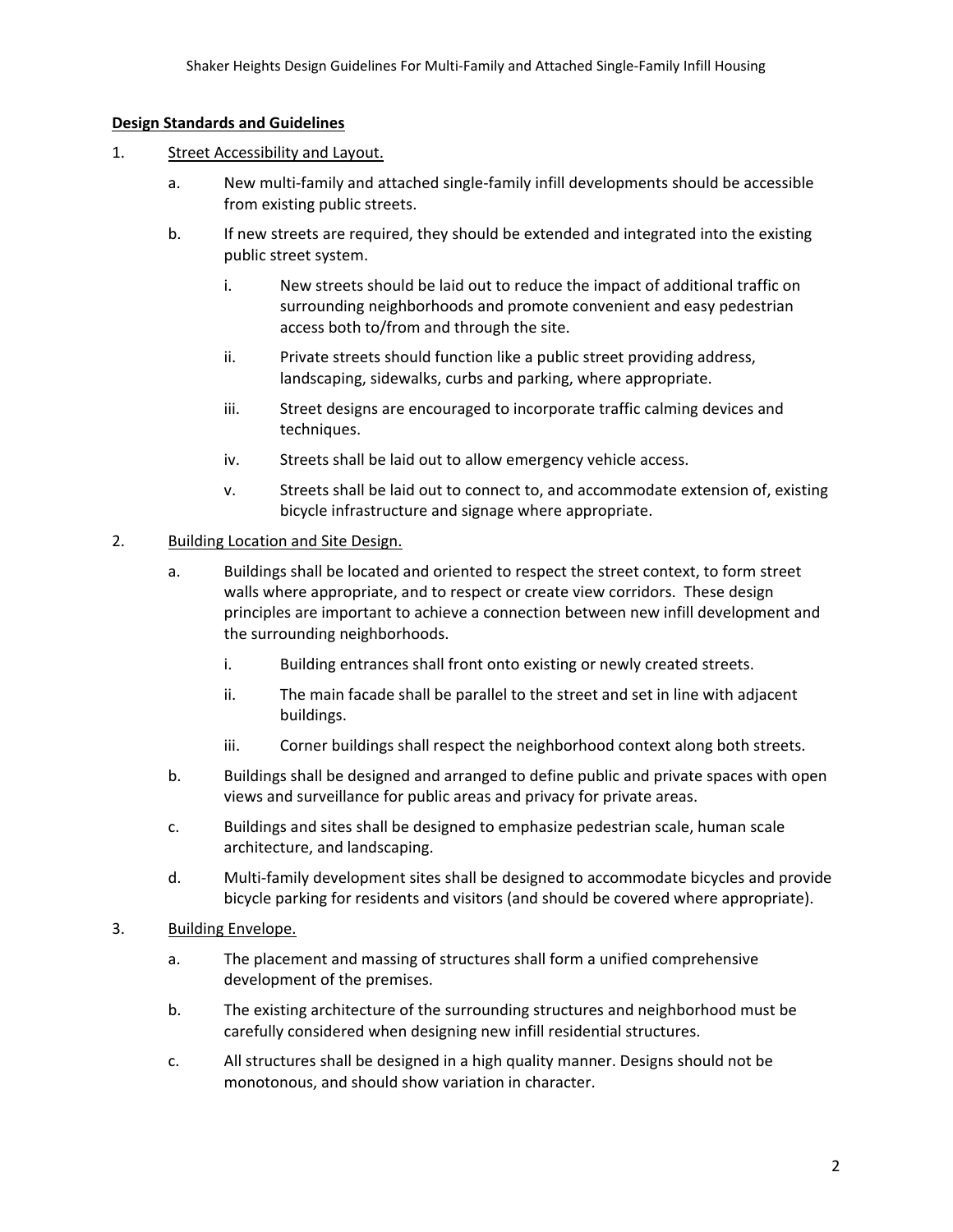**Design Standards and Guidelines**

1. Street Accessibility and Layout.

    a. New multi-family and attached single-family infill developments should be accessible from existing public streets.

    b. If new streets are required, they should be extended and integrated into the existing public street system.

        i. New streets should be laid out to reduce the impact of additional traffic on surrounding neighborhoods and promote convenient and easy pedestrian access both to/from and through the site.

        ii. Private streets should function like a public street providing address, landscaping, sidewalks, curbs and parking, where appropriate.

        iii. Street designs are encouraged to incorporate traffic calming devices and techniques.

        iv. Streets shall be laid out to allow emergency vehicle access.

        v. Streets shall be laid out to connect to, and accommodate extension of, existing bicycle infrastructure and signage where appropriate.

2. Building Location and Site Design.

    a. Buildings shall be located and oriented to respect the street context, to form street walls where appropriate, and to respect or create view corridors. These design principles are important to achieve a connection between new infill development and the surrounding neighborhoods.

        i. Building entrances shall front onto existing or newly created streets.

        ii. The main facade shall be parallel to the street and set in line with adjacent buildings.

        iii. Corner buildings shall respect the neighborhood context along both streets.

    b. Buildings shall be designed and arranged to define public and private spaces with open views and surveillance for public areas and privacy for private areas.

    c. Buildings and sites shall be designed to emphasize pedestrian scale, human scale architecture, and landscaping.

    d. Multi-family development sites shall be designed to accommodate bicycles and provide bicycle parking for residents and visitors (and should be covered where appropriate).

3. Building Envelope.

    a. The placement and massing of structures shall form a unified comprehensive development of the premises.

    b. The existing architecture of the surrounding structures and neighborhood must be carefully considered when designing new infill residential structures.

    c. All structures shall be designed in a high quality manner. Designs should not be monotonous, and should show variation in character.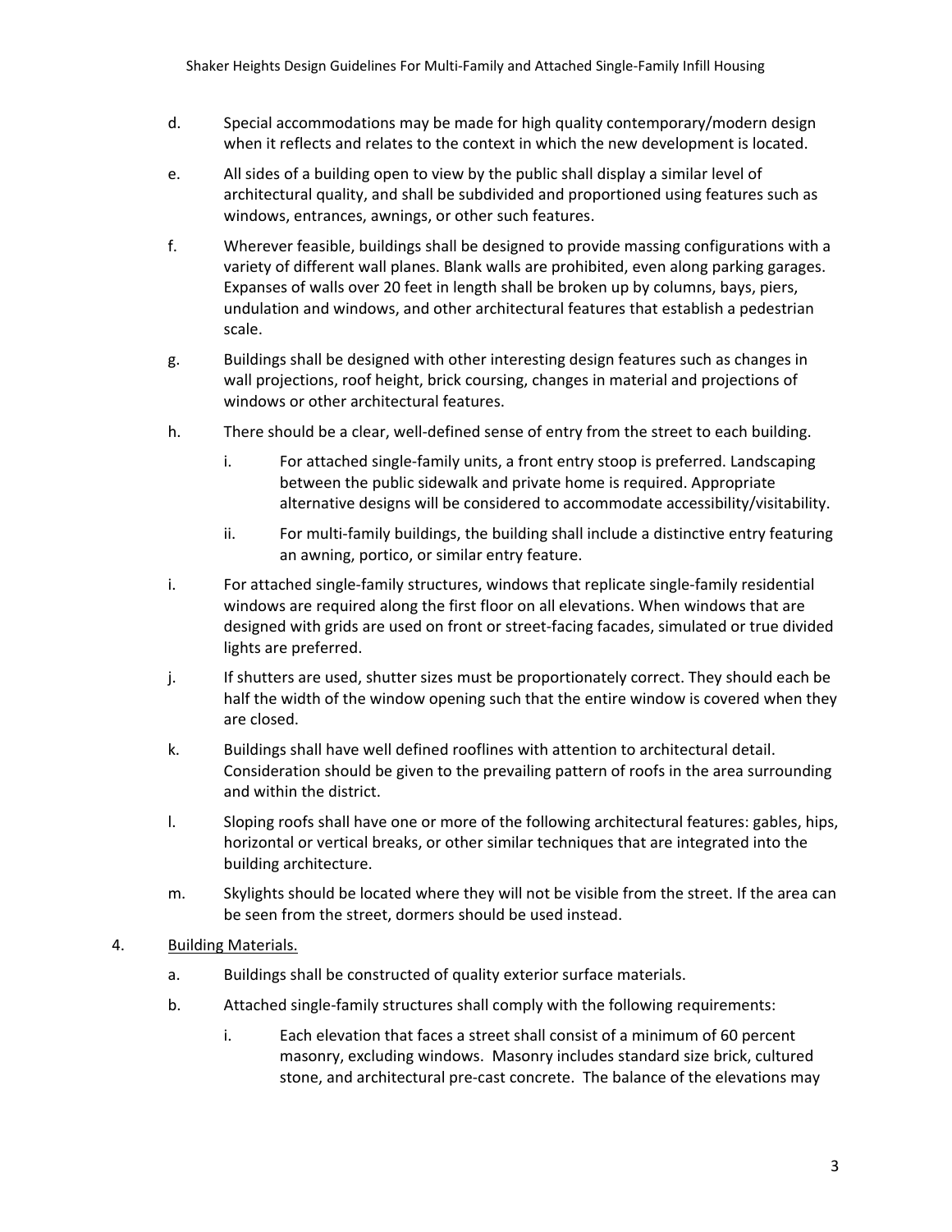d. Special accommodations may be made for high quality contemporary/modern design when it reflects and relates to the context in which the new development is located.

e. All sides of a building open to view by the public shall display a similar level of architectural quality, and shall be subdivided and proportioned using features such as windows, entrances, awnings, or other such features.

f. Wherever feasible, buildings shall be designed to provide massing configurations with a variety of different wall planes. Blank walls are prohibited, even along parking garages. Expanses of walls over 20 feet in length shall be broken up by columns, bays, piers, undulation and windows, and other architectural features that establish a pedestrian scale.

g. Buildings shall be designed with other interesting design features such as changes in wall projections, roof height, brick coursing, changes in material and projections of windows or other architectural features.

h. There should be a clear, well-defined sense of entry from the street to each building.

   i. For attached single-family units, a front entry stoop is preferred. Landscaping between the public sidewalk and private home is required. Appropriate alternative designs will be considered to accommodate accessibility/visitability.

   ii. For multi-family buildings, the building shall include a distinctive entry featuring an awning, portico, or similar entry feature.

i. For attached single-family structures, windows that replicate single-family residential windows are required along the first floor on all elevations. When windows that are designed with grids are used on front or street-facing facades, simulated or true divided lights are preferred.

j. If shutters are used, shutter sizes must be proportionately correct. They should each be half the width of the window opening such that the entire window is covered when they are closed.

k. Buildings shall have well defined rooflines with attention to architectural detail. Consideration should be given to the prevailing pattern of roofs in the area surrounding and within the district.

l. Sloping roofs shall have one or more of the following architectural features: gables, hips, horizontal or vertical breaks, or other similar techniques that are integrated into the building architecture.

m. Skylights should be located where they will not be visible from the street. If the area can be seen from the street, dormers should be used instead.

4. <u>Building Materials.</u>

   a. Buildings shall be constructed of quality exterior surface materials.

   b. Attached single-family structures shall comply with the following requirements:

      i. Each elevation that faces a street shall consist of a minimum of 60 percent masonry, excluding windows. Masonry includes standard size brick, cultured stone, and architectural pre-cast concrete. The balance of the elevations may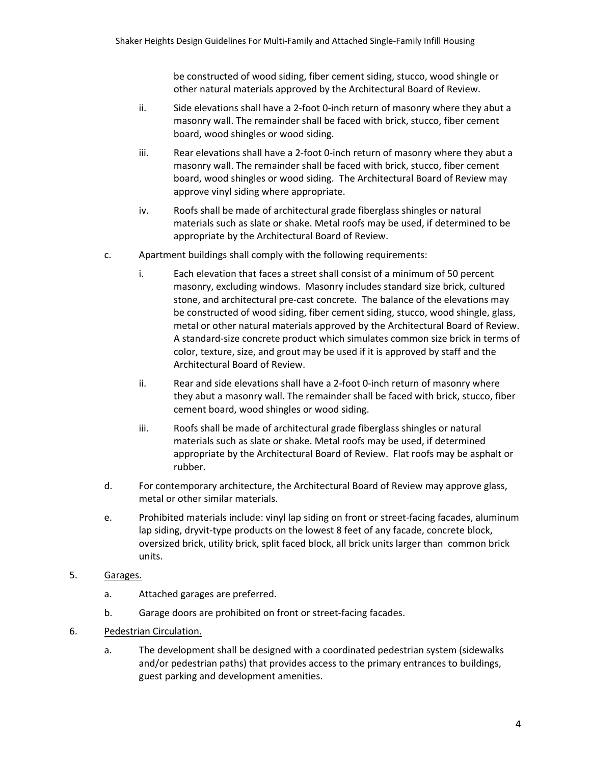be constructed of wood siding, fiber cement siding, stucco, wood shingle or other natural materials approved by the Architectural Board of Review.

ii. Side elevations shall have a 2-foot 0-inch return of masonry where they abut a masonry wall. The remainder shall be faced with brick, stucco, fiber cement board, wood shingles or wood siding.

iii. Rear elevations shall have a 2-foot 0-inch return of masonry where they abut a masonry wall. The remainder shall be faced with brick, stucco, fiber cement board, wood shingles or wood siding. The Architectural Board of Review may approve vinyl siding where appropriate.

iv. Roofs shall be made of architectural grade fiberglass shingles or natural materials such as slate or shake. Metal roofs may be used, if determined to be appropriate by the Architectural Board of Review.

c. Apartment buildings shall comply with the following requirements:

i. Each elevation that faces a street shall consist of a minimum of 50 percent masonry, excluding windows. Masonry includes standard size brick, cultured stone, and architectural pre-cast concrete. The balance of the elevations may be constructed of wood siding, fiber cement siding, stucco, wood shingle, glass, metal or other natural materials approved by the Architectural Board of Review. A standard-size concrete product which simulates common size brick in terms of color, texture, size, and grout may be used if it is approved by staff and the Architectural Board of Review.

ii. Rear and side elevations shall have a 2-foot 0-inch return of masonry where they abut a masonry wall. The remainder shall be faced with brick, stucco, fiber cement board, wood shingles or wood siding.

iii. Roofs shall be made of architectural grade fiberglass shingles or natural materials such as slate or shake. Metal roofs may be used, if determined appropriate by the Architectural Board of Review. Flat roofs may be asphalt or rubber.

d. For contemporary architecture, the Architectural Board of Review may approve glass, metal or other similar materials.

e. Prohibited materials include: vinyl lap siding on front or street-facing facades, aluminum lap siding, dryvit-type products on the lowest 8 feet of any facade, concrete block, oversized brick, utility brick, split faced block, all brick units larger than common brick units.

5. <u>Garages.</u>

a. Attached garages are preferred.

b. Garage doors are prohibited on front or street-facing facades.

6. <u>Pedestrian Circulation.</u>

a. The development shall be designed with a coordinated pedestrian system (sidewalks and/or pedestrian paths) that provides access to the primary entrances to buildings, guest parking and development amenities.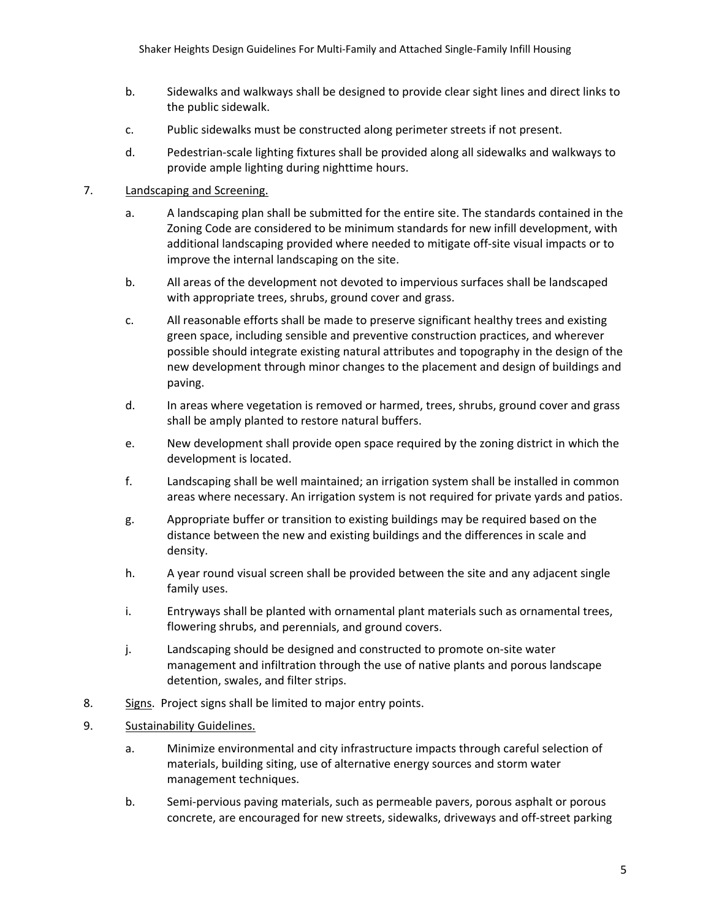b. Sidewalks and walkways shall be designed to provide clear sight lines and direct links to the public sidewalk.

c. Public sidewalks must be constructed along perimeter streets if not present.

d. Pedestrian-scale lighting fixtures shall be provided along all sidewalks and walkways to provide ample lighting during nighttime hours.

7. Landscaping and Screening.

a. A landscaping plan shall be submitted for the entire site. The standards contained in the Zoning Code are considered to be minimum standards for new infill development, with additional landscaping provided where needed to mitigate off-site visual impacts or to improve the internal landscaping on the site.

b. All areas of the development not devoted to impervious surfaces shall be landscaped with appropriate trees, shrubs, ground cover and grass.

c. All reasonable efforts shall be made to preserve significant healthy trees and existing green space, including sensible and preventive construction practices, and wherever possible should integrate existing natural attributes and topography in the design of the new development through minor changes to the placement and design of buildings and paving.

d. In areas where vegetation is removed or harmed, trees, shrubs, ground cover and grass shall be amply planted to restore natural buffers.

e. New development shall provide open space required by the zoning district in which the development is located.

f. Landscaping shall be well maintained; an irrigation system shall be installed in common areas where necessary. An irrigation system is not required for private yards and patios.

g. Appropriate buffer or transition to existing buildings may be required based on the distance between the new and existing buildings and the differences in scale and density.

h. A year round visual screen shall be provided between the site and any adjacent single family uses.

i. Entryways shall be planted with ornamental plant materials such as ornamental trees, flowering shrubs, and perennials, and ground covers.

j. Landscaping should be designed and constructed to promote on-site water management and infiltration through the use of native plants and porous landscape detention, swales, and filter strips.

8. Signs. Project signs shall be limited to major entry points.

9. Sustainability Guidelines.

a. Minimize environmental and city infrastructure impacts through careful selection of materials, building siting, use of alternative energy sources and storm water management techniques.

b. Semi-pervious paving materials, such as permeable pavers, porous asphalt or porous concrete, are encouraged for new streets, sidewalks, driveways and off-street parking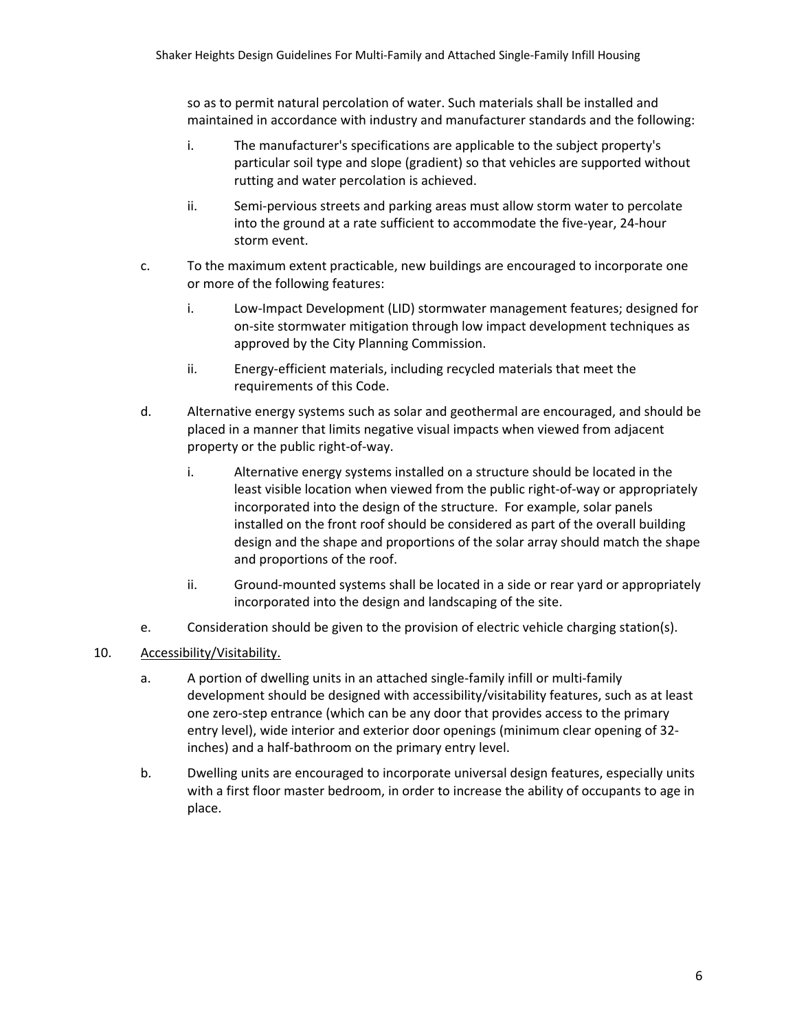so as to permit natural percolation of water. Such materials shall be installed and maintained in accordance with industry and manufacturer standards and the following:

i. The manufacturer's specifications are applicable to the subject property's particular soil type and slope (gradient) so that vehicles are supported without rutting and water percolation is achieved.

ii. Semi-pervious streets and parking areas must allow storm water to percolate into the ground at a rate sufficient to accommodate the five-year, 24-hour storm event.

c. To the maximum extent practicable, new buildings are encouraged to incorporate one or more of the following features:

i. Low-Impact Development (LID) stormwater management features; designed for on-site stormwater mitigation through low impact development techniques as approved by the City Planning Commission.

ii. Energy-efficient materials, including recycled materials that meet the requirements of this Code.

d. Alternative energy systems such as solar and geothermal are encouraged, and should be placed in a manner that limits negative visual impacts when viewed from adjacent property or the public right-of-way.

i. Alternative energy systems installed on a structure should be located in the least visible location when viewed from the public right-of-way or appropriately incorporated into the design of the structure. For example, solar panels installed on the front roof should be considered as part of the overall building design and the shape and proportions of the solar array should match the shape and proportions of the roof.

ii. Ground-mounted systems shall be located in a side or rear yard or appropriately incorporated into the design and landscaping of the site.

e. Consideration should be given to the provision of electric vehicle charging station(s).

10. Accessibility/Visitability.

a. A portion of dwelling units in an attached single-family infill or multi-family development should be designed with accessibility/visitability features, such as at least one zero-step entrance (which can be any door that provides access to the primary entry level), wide interior and exterior door openings (minimum clear opening of 32-inches) and a half-bathroom on the primary entry level.

b. Dwelling units are encouraged to incorporate universal design features, especially units with a first floor master bedroom, in order to increase the ability of occupants to age in place.